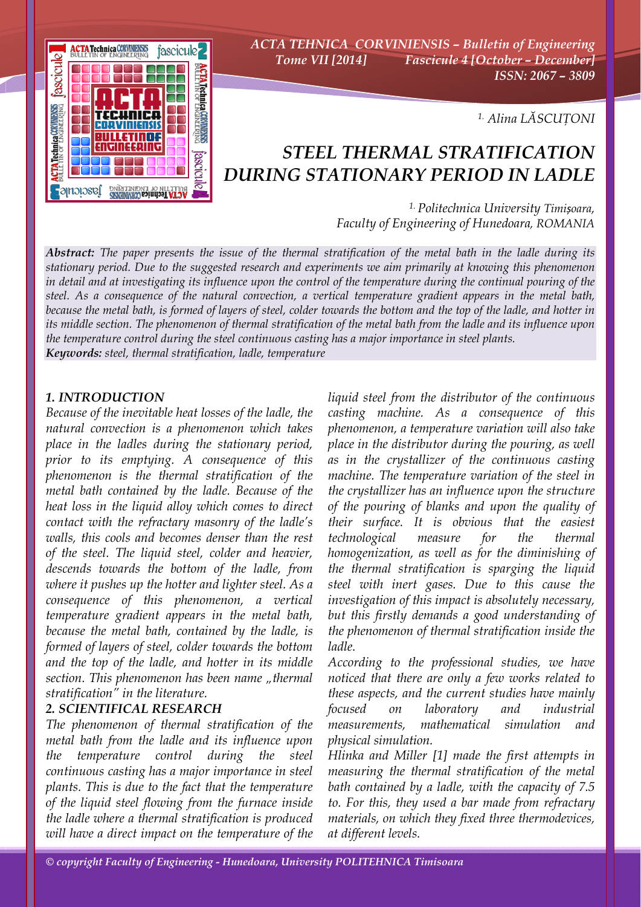[1.] Alina LĂSCUȚONI

# STEEL THERMAL STRATIFICATION DURING STATIONARY PERIOD IN LADLE

[1.] Politechnica University Timișoara, Faculty of Engineering of Hunedoara, ROMANIA

***Abstract:*** *The paper presents the issue of the thermal stratification of the metal bath in the ladle during its stationary period. Due to the suggested research and experiments we aim primarily at knowing this phenomenon in detail and at investigating its influence upon the control of the temperature during the continual pouring of the steel. As a consequence of the natural convection, a vertical temperature gradient appears in the metal bath, because the metal bath, is formed of layers of steel, colder towards the bottom and the top of the ladle, and hotter in its middle section. The phenomenon of thermal stratification of the metal bath from the ladle and its influence upon the temperature control during the steel continuous casting has a major importance in steel plants.*

***Keywords:*** *steel, thermal stratification, ladle, temperature*

## 1. INTRODUCTION

Because of the inevitable heat losses of the ladle, the natural convection is a phenomenon which takes place in the ladles during the stationary period, prior to its emptying. A consequence of this phenomenon is the thermal stratification of the metal bath contained by the ladle. Because of the heat loss in the liquid alloy which comes to direct contact with the refractary masonry of the ladle's walls, this cools and becomes denser than the rest of the steel. The liquid steel, colder and heavier, descends towards the bottom of the ladle, from where it pushes up the hotter and lighter steel. As a consequence of this phenomenon, a vertical temperature gradient appears in the metal bath, because the metal bath, contained by the ladle, is formed of layers of steel, colder towards the bottom and the top of the ladle, and hotter in its middle section. This phenomenon has been name „thermal stratification" in the literature.

## 2. SCIENTIFICAL RESEARCH

The phenomenon of thermal stratification of the metal bath from the ladle and its influence upon the temperature control during the steel continuous casting has a major importance in steel plants. This is due to the fact that the temperature of the liquid steel flowing from the furnace inside the ladle where a thermal stratification is produced will have a direct impact on the temperature of the liquid steel from the distributor of the continuous casting machine. As a consequence of this phenomenon, a temperature variation will also take place in the distributor during the pouring, as well as in the crystallizer of the continuous casting machine. The temperature variation of the steel in the crystallizer has an influence upon the structure of the pouring of blanks and upon the quality of their surface. It is obvious that the easiest technological measure for the thermal homogenization, as well as for the diminishing of the thermal stratification is sparging the liquid steel with inert gases. Due to this cause the investigation of this impact is absolutely necessary, but this firstly demands a good understanding of the phenomenon of thermal stratification inside the ladle.

According to the professional studies, we have noticed that there are only a few works related to these aspects, and the current studies have mainly focused on laboratory and industrial measurements, mathematical simulation and physical simulation.

Hlinka and Miller [1] made the first attempts in measuring the thermal stratification of the metal bath contained by a ladle, with the capacity of 7.5 to. For this, they used a bar made from refractary materials, on which they fixed three thermodevices, at different levels.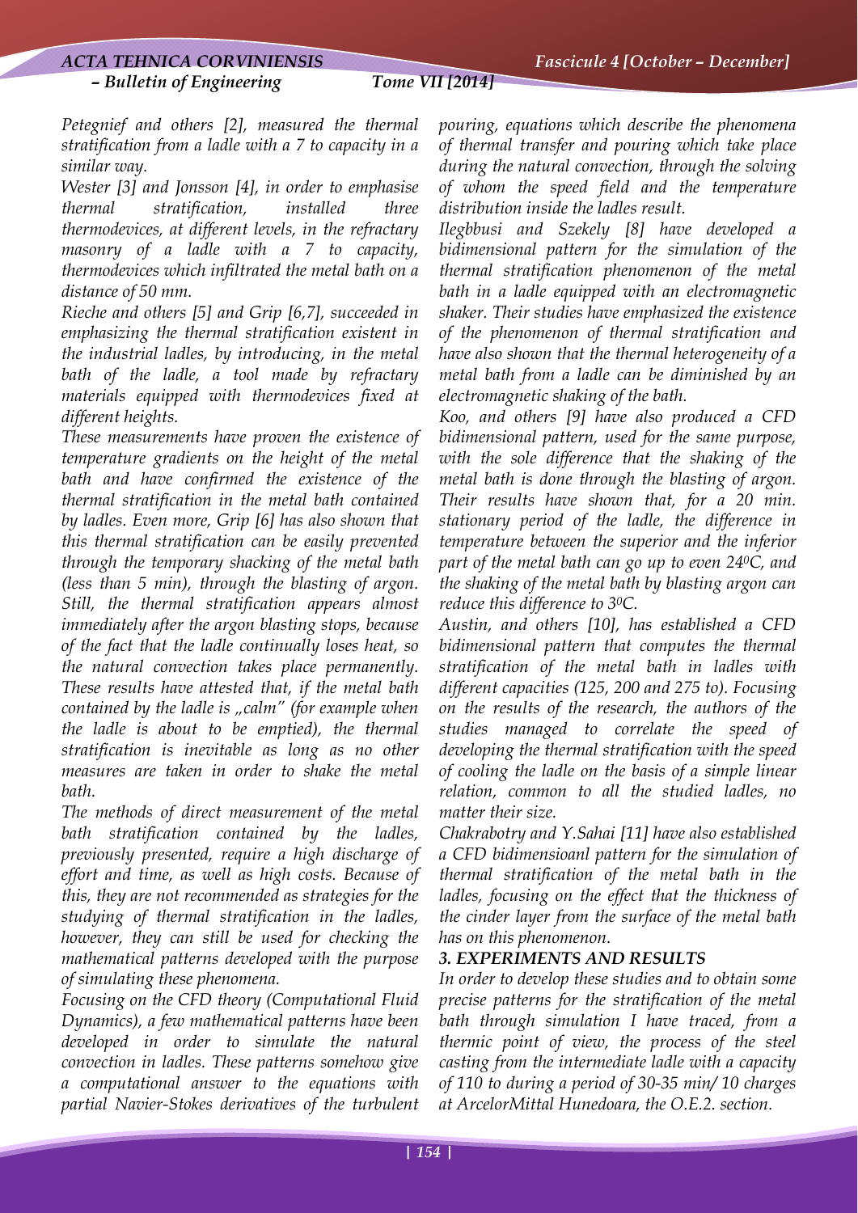*Petegnief and others [2], measured the thermal stratification from a ladle with a 7 to capacity in a similar way.*

*Wester [3] and Jonsson [4], in order to emphasise thermal stratification, installed three thermodevices, at different levels, in the refractary masonry of a ladle with a 7 to capacity, thermodevices which infiltrated the metal bath on a distance of 50 mm.*

*Rieche and others [5] and Grip [6,7], succeeded in emphasizing the thermal stratification existent in the industrial ladles, by introducing, in the metal bath of the ladle, a tool made by refractary materials equipped with thermodevices fixed at different heights.*

*These measurements have proven the existence of temperature gradients on the height of the metal bath and have confirmed the existence of the thermal stratification in the metal bath contained by ladles. Even more, Grip [6] has also shown that this thermal stratification can be easily prevented through the temporary shacking of the metal bath (less than 5 min), through the blasting of argon. Still, the thermal stratification appears almost immediately after the argon blasting stops, because of the fact that the ladle continually loses heat, so the natural convection takes place permanently. These results have attested that, if the metal bath contained by the ladle is „calm" (for example when the ladle is about to be emptied), the thermal stratification is inevitable as long as no other measures are taken in order to shake the metal bath.*

*The methods of direct measurement of the metal bath stratification contained by the ladles, previously presented, require a high discharge of effort and time, as well as high costs. Because of this, they are not recommended as strategies for the studying of thermal stratification in the ladles, however, they can still be used for checking the mathematical patterns developed with the purpose of simulating these phenomena.*

*Focusing on the CFD theory (Computational Fluid Dynamics), a few mathematical patterns have been developed in order to simulate the natural convection in ladles. These patterns somehow give a computational answer to the equations with partial Navier-Stokes derivatives of the turbulent pouring, equations which describe the phenomena of thermal transfer and pouring which take place during the natural convection, through the solving of whom the speed field and the temperature distribution inside the ladles result.*

*Ilegbbusi and Szekely [8] have developed a bidimensional pattern for the simulation of the thermal stratification phenomenon of the metal bath in a ladle equipped with an electromagnetic shaker. Their studies have emphasized the existence of the phenomenon of thermal stratification and have also shown that the thermal heterogeneity of a metal bath from a ladle can be diminished by an electromagnetic shaking of the bath.*

*Koo, and others [9] have also produced a CFD bidimensional pattern, used for the same purpose, with the sole difference that the shaking of the metal bath is done through the blasting of argon. Their results have shown that, for a 20 min. stationary period of the ladle, the difference in temperature between the superior and the inferior part of the metal bath can go up to even 24$^0$C, and the shaking of the metal bath by blasting argon can reduce this difference to 3$^0$C.*

*Austin, and others [10], has established a CFD bidimensional pattern that computes the thermal stratification of the metal bath in ladles with different capacities (125, 200 and 275 to). Focusing on the results of the research, the authors of the studies managed to correlate the speed of developing the thermal stratification with the speed of cooling the ladle on the basis of a simple linear relation, common to all the studied ladles, no matter their size.*

*Chakrabotry and Y.Sahai [11] have also established a CFD bidimensioanl pattern for the simulation of thermal stratification of the metal bath in the ladles, focusing on the effect that the thickness of the cinder layer from the surface of the metal bath has on this phenomenon.*

### *3. EXPERIMENTS AND RESULTS*

*In order to develop these studies and to obtain some precise patterns for the stratification of the metal bath through simulation I have traced, from a thermic point of view, the process of the steel casting from the intermediate ladle with a capacity of 110 to during a period of 30-35 min/ 10 charges at ArcelorMittal Hunedoara, the O.E.2. section.*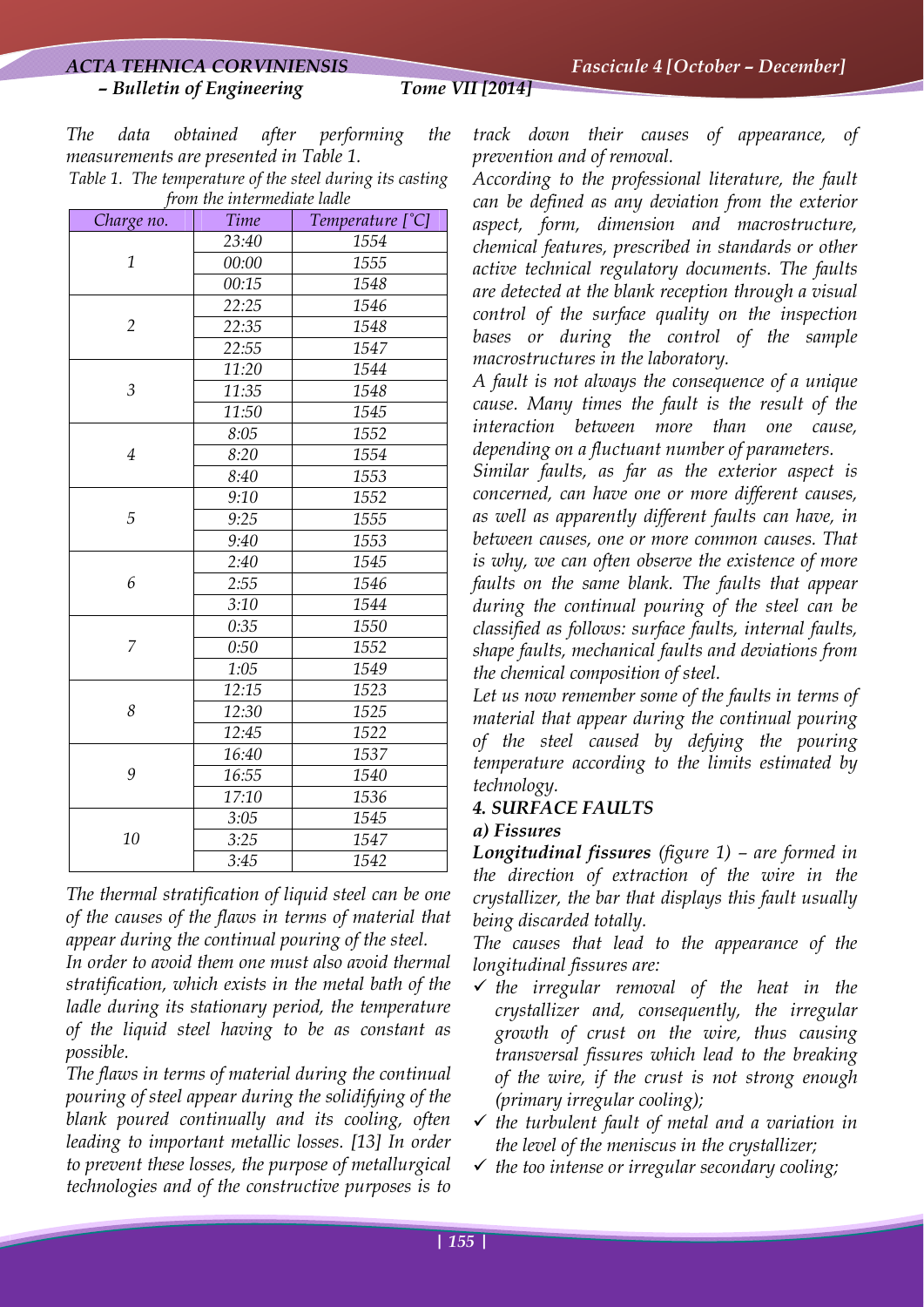*The data obtained after performing the measurements are presented in Table 1.*

*Table 1. The temperature of the steel during its casting from the intermediate ladle*

| Charge no. | Time | Temperature [˚C] |
|---|---|---|
| 1 | 23:40 | 1554 |
| | 00:00 | 1555 |
| | 00:15 | 1548 |
| 2 | 22:25 | 1546 |
| | 22:35 | 1548 |
| | 22:55 | 1547 |
| 3 | 11:20 | 1544 |
| | 11:35 | 1548 |
| | 11:50 | 1545 |
| 4 | 8:05 | 1552 |
| | 8:20 | 1554 |
| | 8:40 | 1553 |
| 5 | 9:10 | 1552 |
| | 9:25 | 1555 |
| | 9:40 | 1553 |
| 6 | 2:40 | 1545 |
| | 2:55 | 1546 |
| | 3:10 | 1544 |
| 7 | 0:35 | 1550 |
| | 0:50 | 1552 |
| | 1:05 | 1549 |
| 8 | 12:15 | 1523 |
| | 12:30 | 1525 |
| | 12:45 | 1522 |
| 9 | 16:40 | 1537 |
| | 16:55 | 1540 |
| | 17:10 | 1536 |
| 10 | 3:05 | 1545 |
| | 3:25 | 1547 |
| | 3:45 | 1542 |

*The thermal stratification of liquid steel can be one of the causes of the flaws in terms of material that appear during the continual pouring of the steel.*

*In order to avoid them one must also avoid thermal stratification, which exists in the metal bath of the ladle during its stationary period, the temperature of the liquid steel having to be as constant as possible.*

*The flaws in terms of material during the continual pouring of steel appear during the solidifying of the blank poured continually and its cooling, often leading to important metallic losses. [13] In order to prevent these losses, the purpose of metallurgical technologies and of the constructive purposes is to track down their causes of appearance, of prevention and of removal.*

*According to the professional literature, the fault can be defined as any deviation from the exterior aspect, form, dimension and macrostructure, chemical features, prescribed in standards or other active technical regulatory documents. The faults are detected at the blank reception through a visual control of the surface quality on the inspection bases or during the control of the sample macrostructures in the laboratory.*

*A fault is not always the consequence of a unique cause. Many times the fault is the result of the interaction between more than one cause, depending on a fluctuant number of parameters.*

*Similar faults, as far as the exterior aspect is concerned, can have one or more different causes, as well as apparently different faults can have, in between causes, one or more common causes. That is why, we can often observe the existence of more faults on the same blank. The faults that appear during the continual pouring of the steel can be classified as follows: surface faults, internal faults, shape faults, mechanical faults and deviations from the chemical composition of steel.*

*Let us now remember some of the faults in terms of material that appear during the continual pouring of the steel caused by defying the pouring temperature according to the limits estimated by technology.*

## *4. SURFACE FAULTS*

### *a) Fissures*

***Longitudinal fissures** (figure 1) – are formed in the direction of extraction of the wire in the crystallizer, the bar that displays this fault usually being discarded totally.*

*The causes that lead to the appearance of the longitudinal fissures are:*

- ✓ *the irregular removal of the heat in the crystallizer and, consequently, the irregular growth of crust on the wire, thus causing transversal fissures which lead to the breaking of the wire, if the crust is not strong enough (primary irregular cooling);*
- ✓ *the turbulent fault of metal and a variation in the level of the meniscus in the crystallizer;*
- ✓ *the too intense or irregular secondary cooling;*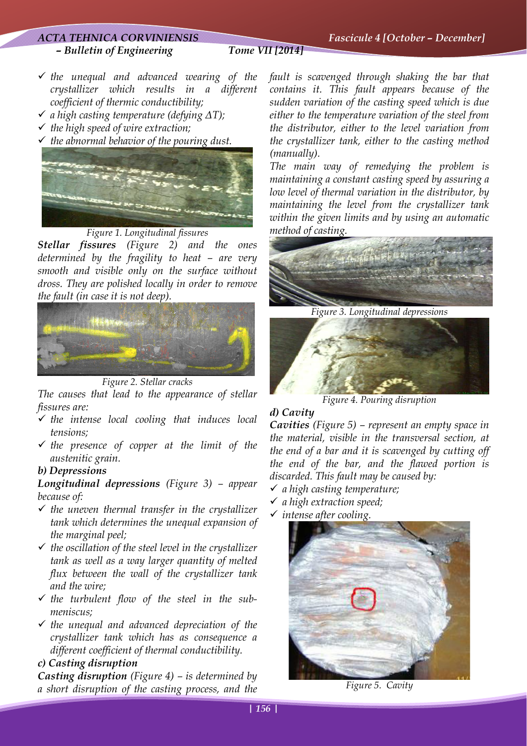- the unequal and advanced wearing of the crystallizer which results in a different coefficient of thermic conductibility;
- a high casting temperature (defying $\Delta T$);
- the high speed of wire extraction;
- the abnormal behavior of the pouring dust.

Figure 1. Longitudinal fissures

***Stellar fissures*** *(Figure 2) and the ones determined by the fragility to heat – are very smooth and visible only on the surface without dross. They are polished locally in order to remove the fault (in case it is not deep).*

Figure 2. Stellar cracks

*The causes that lead to the appearance of stellar fissures are:*

- *the intense local cooling that induces local tensions;*
- *the presence of copper at the limit of the austenitic grain.*

### b) Depressions

***Longitudinal depressions*** *(Figure 3) – appear because of:*

- *the uneven thermal transfer in the crystallizer tank which determines the unequal expansion of the marginal peel;*
- *the oscillation of the steel level in the crystallizer tank as well as a way larger quantity of melted flux between the wall of the crystallizer tank and the wire;*
- *the turbulent flow of the steel in the sub-meniscus;*
- *the unequal and advanced depreciation of the crystallizer tank which has as consequence a different coefficient of thermal conductibility.*

### c) Casting disruption

***Casting disruption*** *(Figure 4) – is determined by a short disruption of the casting process, and the fault is scavenged through shaking the bar that contains it. This fault appears because of the sudden variation of the casting speed which is due either to the temperature variation of the steel from the distributor, either to the level variation from the crystallizer tank, either to the casting method (manually).*

*The main way of remedying the problem is maintaining a constant casting speed by assuring a low level of thermal variation in the distributor, by maintaining the level from the crystallizer tank within the given limits and by using an automatic method of casting.*

Figure 3. Longitudinal depressions

Figure 4. Pouring disruption

### d) Cavity

***Cavities*** *(Figure 5) – represent an empty space in the material, visible in the transversal section, at the end of a bar and it is scavenged by cutting off the end of the bar, and the flawed portion is discarded. This fault may be caused by:*

- *a high casting temperature;*
- *a high extraction speed;*
- *intense after cooling.*

Figure 5. Cavity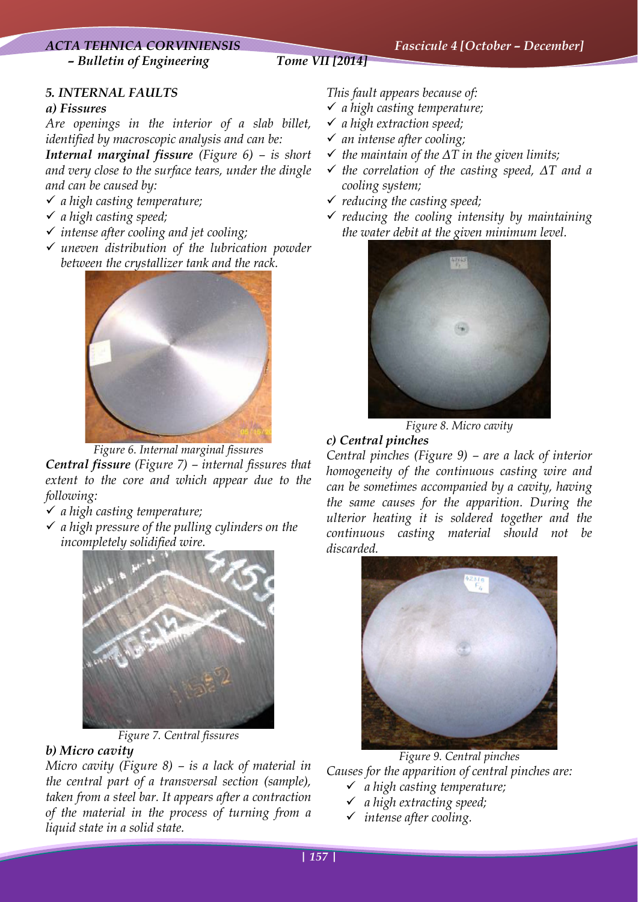## 5. INTERNAL FAULTS

### a) Fissures

*Are openings in the interior of a slab billet, identified by macroscopic analysis and can be:*

***Internal marginal fissure*** *(Figure 6) – is short and very close to the surface tears, under the dingle and can be caused by:*

- ✓ *a high casting temperature;*
- ✓ *a high casting speed;*
- ✓ *intense after cooling and jet cooling;*
- ✓ *uneven distribution of the lubrication powder between the crystallizer tank and the rack.*

*Figure 6. Internal marginal fissures*

***Central fissure*** *(Figure 7) – internal fissures that extent to the core and which appear due to the following:*

- ✓ *a high casting temperature;*
- ✓ *a high pressure of the pulling cylinders on the incompletely solidified wire.*

*Figure 7. Central fissures*

### b) Micro cavity

*Micro cavity (Figure 8) – is a lack of material in the central part of a transversal section (sample), taken from a steel bar. It appears after a contraction of the material in the process of turning from a liquid state in a solid state.*

*This fault appears because of:*

- ✓ *a high casting temperature;*
- ✓ *a high extraction speed;*
- ✓ *an intense after cooling;*
- ✓ *the maintain of the $\Delta T$ in the given limits;*
- ✓ *the correlation of the casting speed, $\Delta T$ and a cooling system;*
- ✓ *reducing the casting speed;*
- ✓ *reducing the cooling intensity by maintaining the water debit at the given minimum level.*

*Figure 8. Micro cavity*

### c) Central pinches

*Central pinches (Figure 9) – are a lack of interior homogeneity of the continuous casting wire and can be sometimes accompanied by a cavity, having the same causes for the apparition. During the ulterior heating it is soldered together and the continuous casting material should not be discarded.*

*Figure 9. Central pinches*

*Causes for the apparition of central pinches are:*

- ✓ *a high casting temperature;*
- ✓ *a high extracting speed;*
- ✓ *intense after cooling.*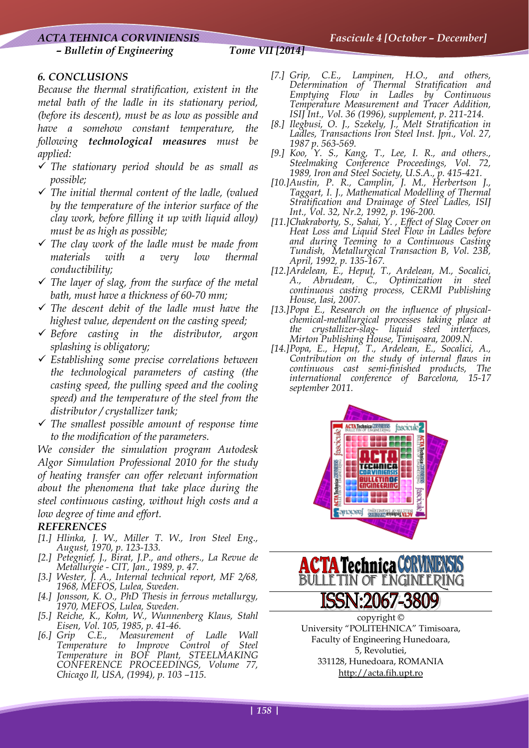## 6. CONCLUSIONS

*Because the thermal stratification, existent in the metal bath of the ladle in its stationary period, (before its descent), must be as low as possible and have a somehow constant temperature, the following **technological measures** must be applied:*

- ✓ *The stationary period should be as small as possible;*
- ✓ *The initial thermal content of the ladle, (valued by the temperature of the interior surface of the clay work, before filling it up with liquid alloy) must be as high as possible;*
- ✓ *The clay work of the ladle must be made from materials with a very low thermal conductibility;*
- ✓ *The layer of slag, from the surface of the metal bath, must have a thickness of 60-70 mm;*
- ✓ *The descent debit of the ladle must have the highest value, dependent on the casting speed;*
- ✓ *Before casting in the distributor, argon splashing is obligatory;*
- ✓ *Establishing some precise correlations between the technological parameters of casting (the casting speed, the pulling speed and the cooling speed) and the temperature of the steel from the distributor / crystallizer tank;*
- ✓ *The smallest possible amount of response time to the modification of the parameters.*

*We consider the simulation program Autodesk Algor Simulation Professional 2010 for the study of heating transfer can offer relevant information about the phenomena that take place during the steel continuous casting, without high costs and a low degree of time and effort.*

## REFERENCES

[1.] Hlinka, J. W., Miller T. W., Iron Steel Eng., August, 1970, p. 123-133.

[2.] Petegnief, J., Birat, J.P., and others., La Revue de Metallurgie - CIT, Jan., 1989, p. 47.

[3.] Wester, J. A., Internal technical report, MF 2/68, 1968, MEFOS, Lulea, Sweden.

[4.] Jonsson, K. O., PhD Thesis in ferrous metallurgy, 1970, MEFOS, Lulea, Sweden.

[5.] Reiche, K., Kohn, W., Wunnenberg Klaus, Stahl Eisen, Vol. 105, 1985, p. 41-46.

[6.] Grip C.E., Measurement of Ladle Wall Temperature to Improve Control of Steel Temperature in BOF Plant, STEELMAKING CONFERENCE PROCEEDINGS, Volume 77, Chicago Il, USA, (1994), p. 103 –115.

[7.] Grip, C.E., Lampinen, H.O., and others, Determination of Thermal Stratification and Emptying Flow in Ladles by Continuous Temperature Measurement and Tracer Addition, ISIJ Int., Vol. 36 (1996), supplement, p. 211-214.

[8.] Ilegbusi, O. J., Szekely, J., Melt Stratification in Ladles, Transactions Iron Steel Inst. Jpn., Vol. 27, 1987 p. 563-569.

[9.] Koo, Y. S., Kang, T., Lee, I. R., and others., Steelmaking Conference Proceedings, Vol. 72, 1989, Iron and Steel Society, U.S.A., p. 415-421.

[10.] Austin, P. R., Camplin, J. M., Herbertson J., Taggart, I. J., Mathematical Modelling of Thermal Stratification and Drainage of Steel Ladles, ISIJ Int., Vol. 32, Nr.2, 1992, p. 196-200.

[11.] Chakraborty, S., Sahai, Y. , Effect of Slag Cover on Heat Loss and Liquid Steel Flow in Ladles before and during Teeming to a Continuous Casting Tundish, Metallurgical Transaction B, Vol. 23B, April, 1992, p. 135-167.

[12.] Ardelean, E., Hepuț, T., Ardelean, M., Socalici, A., Abrudean, C., Optimization in steel continuous casting process, CERMI Publishing House, Iasi, 2007.

[13.] Popa E., Research on the influence of physical-chemical-metallurgical processes taking place at the crystallizer-slag- liquid steel interfaces, Mirton Publishing House, Timişoara, 2009.N.

[14.] Popa, E., Hepuț, T., Ardelean, E., Socalici, A., Contribution on the study of internal flaws in continuous cast semi-finished products, The international conference of Barcelona, 15-17 september 2011.

ACTA Technica CORVINIENSIS
BULLETIN OF ENGINEERING

ISSN:2067-3809

copyright ©
University "POLITEHNICA" Timisoara,
Faculty of Engineering Hunedoara,
5, Revolutiei,
331128, Hunedoara, ROMANIA
http://acta.fih.upt.ro